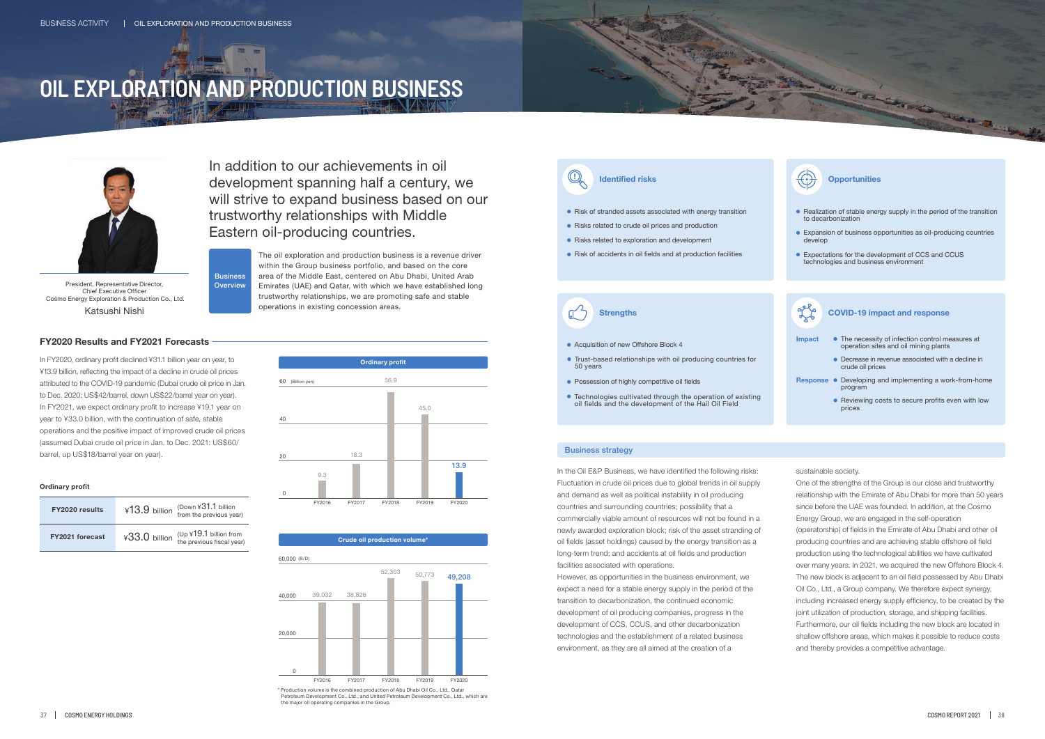# OIL EXPLORATION AND PRODUCTION BUSINESS

President, Representative Director, Chief Executive Officer
Cosmo Energy Exploration & Production Co., Ltd.
Katsushi Nishi

In addition to our achievements in oil development spanning half a century, we will strive to expand business based on our trustworthy relationships with Middle Eastern oil-producing countries.

**Business Overview**

The oil exploration and production business is a revenue driver within the Group business portfolio, and based on the core area of the Middle East, centered on Abu Dhabi, United Arab Emirates (UAE) and Qatar, with which we have established long trustworthy relationships, we are promoting safe and stable operations in existing concession areas.

## FY2020 Results and FY2021 Forecasts

In FY2020, ordinary profit declined ¥31.1 billion year on year, to ¥13.9 billion, reflecting the impact of a decline in crude oil prices attributed to the COVID-19 pandemic (Dubai crude oil price in Jan. to Dec. 2020: US$42/barrel, down US$22/barrel year on year). In FY2021, we expect ordinary profit to increase ¥19.1 year on year to ¥33.0 billion, with the continuation of safe, stable operations and the positive impact of improved crude oil prices (assumed Dubai crude oil price in Jan. to Dec. 2021: US$60/barrel, up US$18/barrel year on year).

**Ordinary profit**

| | | |
|---|---|---|
| FY2020 results | ¥13.9 billion | (Down ¥31.1 billion from the previous year) |
| FY2021 forecast | ¥33.0 billion | (Up ¥19.1 billion from the previous fiscal year) |

**Ordinary profit** (Billion yen)

| FY2016 | FY2017 | FY2018 | FY2019 | FY2020 |
|---|---|---|---|---|
| 9.3 | 18.3 | 56.9 | 45.0 | 13.9 |

**Crude oil production volume*** (B/D)

| FY2016 | FY2017 | FY2018 | FY2019 | FY2020 |
|---|---|---|---|---|
| 39,032 | 38,826 | 52,303 | 50,773 | 49,208 |

\* Production volume is the combined production of Abu Dhabi Oil Co., Ltd., Qatar Petroleum Development Co., Ltd., and United Petroleum Development Co., Ltd., which are the major oil operating companies in the Group.

### Identified risks

- Risk of stranded assets associated with energy transition
- Risks related to crude oil prices and production
- Risks related to exploration and development
- Risk of accidents in oil fields and at production facilities

### Opportunities

- Realization of stable energy supply in the period of the transition to decarbonization
- Expansion of business opportunities as oil-producing countries develop
- Expectations for the development of CCS and CCUS technologies and business environment

### Strengths

- Acquisition of new Offshore Block 4
- Trust-based relationships with oil producing countries for 50 years
- Possession of highly competitive oil fields
- Technologies cultivated through the operation of existing oil fields and the development of the Hail Oil Field

### COVID-19 impact and response

**Impact**
- The necessity of infection control measures at operation sites and oil mining plants
- Decrease in revenue associated with a decline in crude oil prices

**Response**
- Developing and implementing a work-from-home program
- Reviewing costs to secure profits even with low prices

### Business strategy

In the Oil E&P Business, we have identified the following risks: Fluctuation in crude oil prices due to global trends in oil supply and demand as well as political instability in oil producing countries and surrounding countries; possibility that a commercially viable amount of resources will not be found in a newly awarded exploration block; risk of the asset stranding of oil fields (asset holdings) caused by the energy transition as a long-term trend; and accidents at oil fields and production facilities associated with operations.

However, as opportunities in the business environment, we expect a need for a stable energy supply in the period of the transition to decarbonization, the continued economic development of oil producing companies, progress in the development of CCS, CCUS, and other decarbonization technologies and the establishment of a related business environment, as they are all aimed at the creation of a sustainable society.

One of the strengths of the Group is our close and trustworthy relationship with the Emirate of Abu Dhabi for more than 50 years since before the UAE was founded. In addition, at the Cosmo Energy Group, we are engaged in the self-operation (operatorship) of fields in the Emirate of Abu Dhabi and other oil producing countries and are achieving stable offshore oil field production using the technological abilities we have cultivated over many years. In 2021, we acquired the new Offshore Block 4. The new block is adjacent to an oil field possessed by Abu Dhabi Oil Co., Ltd., a Group company. We therefore expect synergy, including increased energy supply efficiency, to be created by the joint utilization of production, storage, and shipping facilities. Furthermore, our oil fields including the new block are located in shallow offshore areas, which makes it possible to reduce costs and thereby provides a competitive advantage.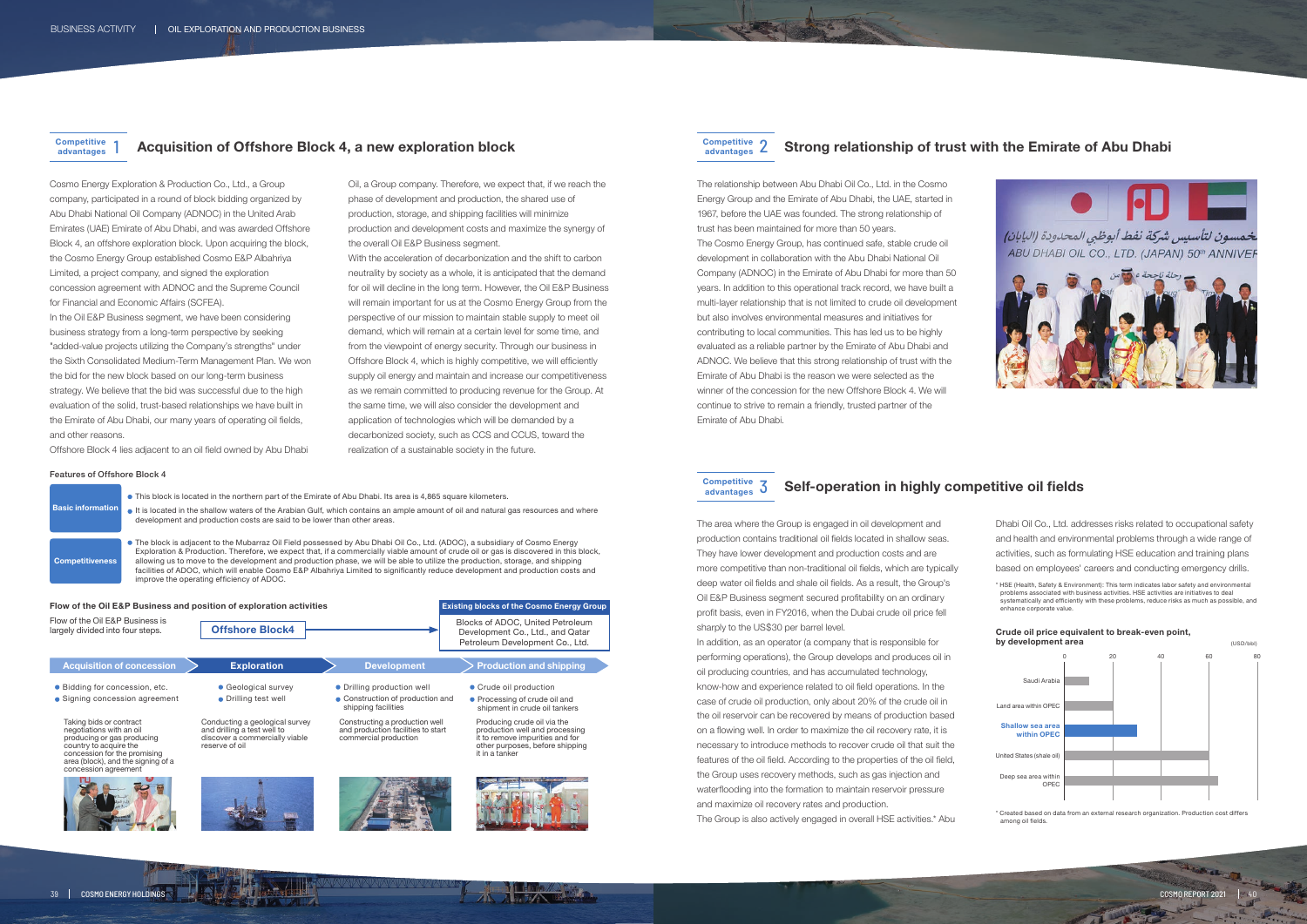## Competitive advantages 1 Acquisition of Offshore Block 4, a new exploration block

Cosmo Energy Exploration & Production Co., Ltd., a Group company, participated in a round of block bidding organized by Abu Dhabi National Oil Company (ADNOC) in the United Arab Emirates (UAE) Emirate of Abu Dhabi, and was awarded Offshore Block 4, an offshore exploration block. Upon acquiring the block, the Cosmo Energy Group established Cosmo E&P Albahriya Limited, a project company, and signed the exploration concession agreement with ADNOC and the Supreme Council for Financial and Economic Affairs (SCFEA).

In the Oil E&P Business segment, we have been considering business strategy from a long-term perspective by seeking "added-value projects utilizing the Company's strengths" under the Sixth Consolidated Medium-Term Management Plan. We won the bid for the new block based on our long-term business strategy. We believe that the bid was successful due to the high evaluation of the solid, trust-based relationships we have built in the Emirate of Abu Dhabi, our many years of operating oil fields, and other reasons.

Offshore Block 4 lies adjacent to an oil field owned by Abu Dhabi Oil, a Group company. Therefore, we expect that, if we reach the phase of development and production, the shared use of production, storage, and shipping facilities will minimize production and development costs and maximize the synergy of the overall Oil E&P Business segment.

With the acceleration of decarbonization and the shift to carbon neutrality by society as a whole, it is anticipated that the demand for oil will decline in the long term. However, the Oil E&P Business will remain important for us at the Cosmo Energy Group from the perspective of our mission to maintain stable supply to meet oil demand, which will remain at a certain level for some time, and from the viewpoint of energy security. Through our business in Offshore Block 4, which is highly competitive, we will efficiently supply oil energy and maintain and increase our competitiveness as we remain committed to producing revenue for the Group. At the same time, we will also consider the development and application of technologies which will be demanded by a decarbonized society, such as CCS and CCUS, toward the realization of a sustainable society in the future.

### Features of Offshore Block 4

**Basic information**

- This block is located in the northern part of the Emirate of Abu Dhabi. Its area is 4,865 square kilometers.
- It is located in the shallow waters of the Arabian Gulf, which contains an ample amount of oil and natural gas resources and where development and production costs are said to be lower than other areas.

**Competitiveness**

- The block is adjacent to the Mubarraz Oil Field possessed by Abu Dhabi Oil Co., Ltd. (ADOC), a subsidiary of Cosmo Energy Exploration & Production. Therefore, we expect that, if a commercially viable amount of crude oil or gas is discovered in this block, allowing us to move to the development and production phase, we will be able to utilize the production, storage, and shipping facilities of ADOC, which will enable Cosmo E&P Albahriya Limited to significantly reduce development and production costs and improve the operating efficiency of ADOC.

### Flow of the Oil E&P Business and position of exploration activities

Flow of the Oil E&P Business is largely divided into four steps.

**Offshore Block4**

**Existing blocks of the Cosmo Energy Group**
Blocks of ADOC, United Petroleum Development Co., Ltd., and Qatar Petroleum Development Co., Ltd.

**Acquisition of concession**
- Bidding for concession, etc.
- Signing concession agreement

Taking bids or contract negotiations with an oil producing or gas producing country to acquire the concession for the promising area (block), and the signing of a concession agreement

**Exploration**
- Geological survey
- Drilling test well

Conducting a geological survey and drilling a test well to discover a commercially viable reserve of oil

**Development**
- Drilling production well
- Construction of production and shipping facilities

Constructing a production well and production facilities to start commercial production

**Production and shipping**
- Crude oil production
- Processing of crude oil and shipment in crude oil tankers

Producing crude oil via the production well and processing it to remove impurities and for other purposes, before shipping it in a tanker

## Competitive advantages 2 Strong relationship of trust with the Emirate of Abu Dhabi

The relationship between Abu Dhabi Oil Co., Ltd. in the Cosmo Energy Group and the Emirate of Abu Dhabi, the UAE, started in 1967, before the UAE was founded. The strong relationship of trust has been maintained for more than 50 years.

The Cosmo Energy Group, has continued safe, stable crude oil development in collaboration with the Abu Dhabi National Oil Company (ADNOC) in the Emirate of Abu Dhabi for more than 50 years. In addition to this operational track record, we have built a multi-layer relationship that is not limited to crude oil development but also involves environmental measures and initiatives for contributing to local communities. This has led us to be highly evaluated as a reliable partner by the Emirate of Abu Dhabi and ADNOC. We believe that this strong relationship of trust with the Emirate of Abu Dhabi is the reason we were selected as the winner of the concession for the new Offshore Block 4. We will continue to strive to remain a friendly, trusted partner of the Emirate of Abu Dhabi.

## Competitive advantages 3 Self-operation in highly competitive oil fields

The area where the Group is engaged in oil development and production contains traditional oil fields located in shallow seas. They have lower development and production costs and are more competitive than non-traditional oil fields, which are typically deep water oil fields and shale oil fields. As a result, the Group's Oil E&P Business segment secured profitability on an ordinary profit basis, even in FY2016, when the Dubai crude oil price fell sharply to the US$30 per barrel level.

In addition, as an operator (a company that is responsible for performing operations), the Group develops and produces oil in oil producing countries, and has accumulated technology, know-how and experience related to oil field operations. In the case of crude oil production, only about 20% of the crude oil in the oil reservoir can be recovered by means of production based on a flowing well. In order to maximize the oil recovery rate, it is necessary to introduce methods to recover crude oil that suit the features of the oil field. According to the properties of the oil field, the Group uses recovery methods, such as gas injection and waterflooding into the formation to maintain reservoir pressure and maximize oil recovery rates and production.

The Group is also actively engaged in overall HSE activities.* Abu Dhabi Oil Co., Ltd. addresses risks related to occupational safety and health and environmental problems through a wide range of activities, such as formulating HSE education and training plans based on employees' careers and conducting emergency drills.

* HSE (Health, Safety & Environment): This term indicates labor safety and environmental problems associated with business activities. HSE activities are initiatives to deal systematically and efficiently with these problems, reduce risks as much as possible, and enhance corporate value.

### Crude oil price equivalent to break-even point, by development area

(USD/bbl)

0
20
40
60
80

Saudi Arabia
Land area within OPEC
Shallow sea area within OPEC
United States (shale oil)
Deep sea area within OPEC

* Created based on data from an external research organization. Production cost differs among oil fields.